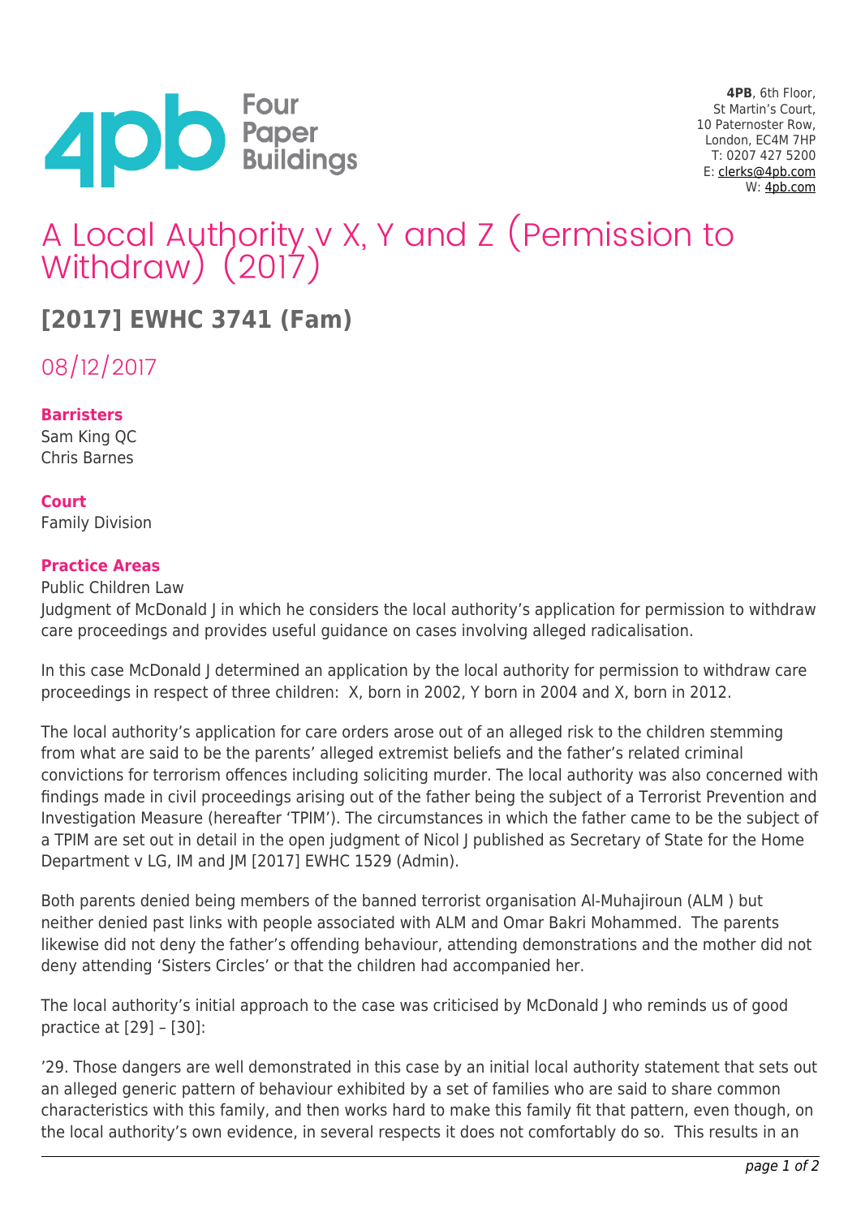4PB, 6th Floor,
St Martin's Court,
10 Paternoster Row,
London, EC4M 7HP
T: 0207 427 5200
E: clerks@4pb.com
W: 4pb.com

# A Local Authority v X, Y and Z (Permission to Withdraw) (2017)

## [2017] EWHC 3741 (Fam)

08/12/2017

**Barristers**
Sam King QC
Chris Barnes

**Court**
Family Division

**Practice Areas**
Public Children Law

Judgment of McDonald J in which he considers the local authority's application for permission to withdraw care proceedings and provides useful guidance on cases involving alleged radicalisation.

In this case McDonald J determined an application by the local authority for permission to withdraw care proceedings in respect of three children: X, born in 2002, Y born in 2004 and X, born in 2012.

The local authority's application for care orders arose out of an alleged risk to the children stemming from what are said to be the parents' alleged extremist beliefs and the father's related criminal convictions for terrorism offences including soliciting murder. The local authority was also concerned with findings made in civil proceedings arising out of the father being the subject of a Terrorist Prevention and Investigation Measure (hereafter 'TPIM'). The circumstances in which the father came to be the subject of a TPIM are set out in detail in the open judgment of Nicol J published as Secretary of State for the Home Department v LG, IM and JM [2017] EWHC 1529 (Admin).

Both parents denied being members of the banned terrorist organisation Al-Muhajiroun (ALM ) but neither denied past links with people associated with ALM and Omar Bakri Mohammed. The parents likewise did not deny the father's offending behaviour, attending demonstrations and the mother did not deny attending 'Sisters Circles' or that the children had accompanied her.

The local authority's initial approach to the case was criticised by McDonald J who reminds us of good practice at [29] – [30]:

'29. Those dangers are well demonstrated in this case by an initial local authority statement that sets out an alleged generic pattern of behaviour exhibited by a set of families who are said to share common characteristics with this family, and then works hard to make this family fit that pattern, even though, on the local authority's own evidence, in several respects it does not comfortably do so. This results in an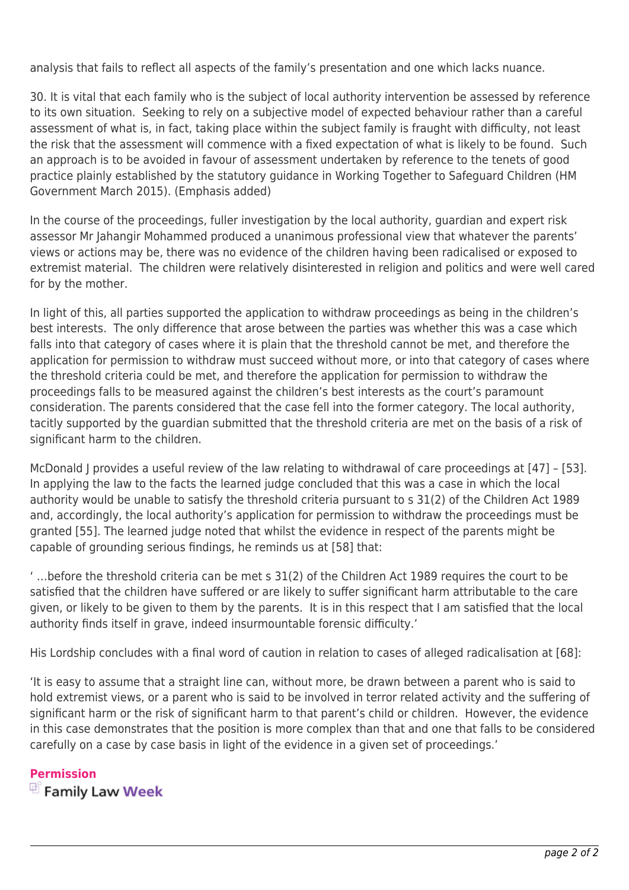analysis that fails to reflect all aspects of the family's presentation and one which lacks nuance.

30. It is vital that each family who is the subject of local authority intervention be assessed by reference to its own situation. Seeking to rely on a subjective model of expected behaviour rather than a careful assessment of what is, in fact, taking place within the subject family is fraught with difficulty, not least the risk that the assessment will commence with a fixed expectation of what is likely to be found. Such an approach is to be avoided in favour of assessment undertaken by reference to the tenets of good practice plainly established by the statutory guidance in Working Together to Safeguard Children (HM Government March 2015). (Emphasis added)

In the course of the proceedings, fuller investigation by the local authority, guardian and expert risk assessor Mr Jahangir Mohammed produced a unanimous professional view that whatever the parents' views or actions may be, there was no evidence of the children having been radicalised or exposed to extremist material. The children were relatively disinterested in religion and politics and were well cared for by the mother.

In light of this, all parties supported the application to withdraw proceedings as being in the children's best interests. The only difference that arose between the parties was whether this was a case which falls into that category of cases where it is plain that the threshold cannot be met, and therefore the application for permission to withdraw must succeed without more, or into that category of cases where the threshold criteria could be met, and therefore the application for permission to withdraw the proceedings falls to be measured against the children's best interests as the court's paramount consideration. The parents considered that the case fell into the former category. The local authority, tacitly supported by the guardian submitted that the threshold criteria are met on the basis of a risk of significant harm to the children.

McDonald J provides a useful review of the law relating to withdrawal of care proceedings at [47] – [53]. In applying the law to the facts the learned judge concluded that this was a case in which the local authority would be unable to satisfy the threshold criteria pursuant to s 31(2) of the Children Act 1989 and, accordingly, the local authority's application for permission to withdraw the proceedings must be granted [55]. The learned judge noted that whilst the evidence in respect of the parents might be capable of grounding serious findings, he reminds us at [58] that:

' …before the threshold criteria can be met s 31(2) of the Children Act 1989 requires the court to be satisfied that the children have suffered or are likely to suffer significant harm attributable to the care given, or likely to be given to them by the parents. It is in this respect that I am satisfied that the local authority finds itself in grave, indeed insurmountable forensic difficulty.'

His Lordship concludes with a final word of caution in relation to cases of alleged radicalisation at [68]:

'It is easy to assume that a straight line can, without more, be drawn between a parent who is said to hold extremist views, or a parent who is said to be involved in terror related activity and the suffering of significant harm or the risk of significant harm to that parent's child or children. However, the evidence in this case demonstrates that the position is more complex than that and one that falls to be considered carefully on a case by case basis in light of the evidence in a given set of proceedings.'

**Permission**

Family Law Week